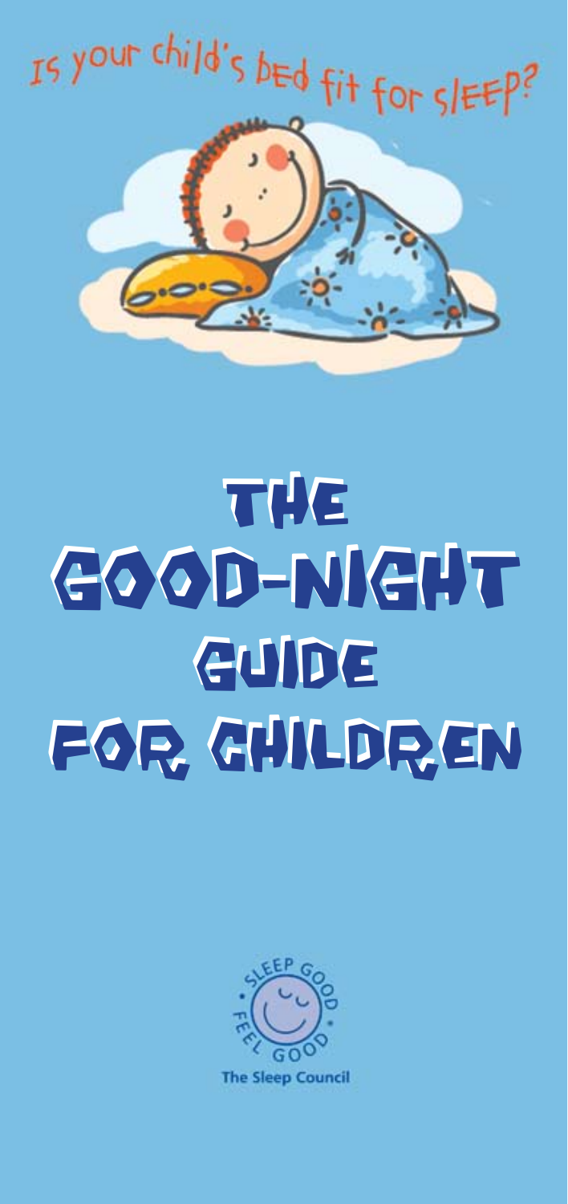Is your child's bed fit for sleep?

# THE GOOD-NIGHT GUIDE FOR CHILDREN

SLEEP GOOD • FEEL GOOD •

The Sleep Council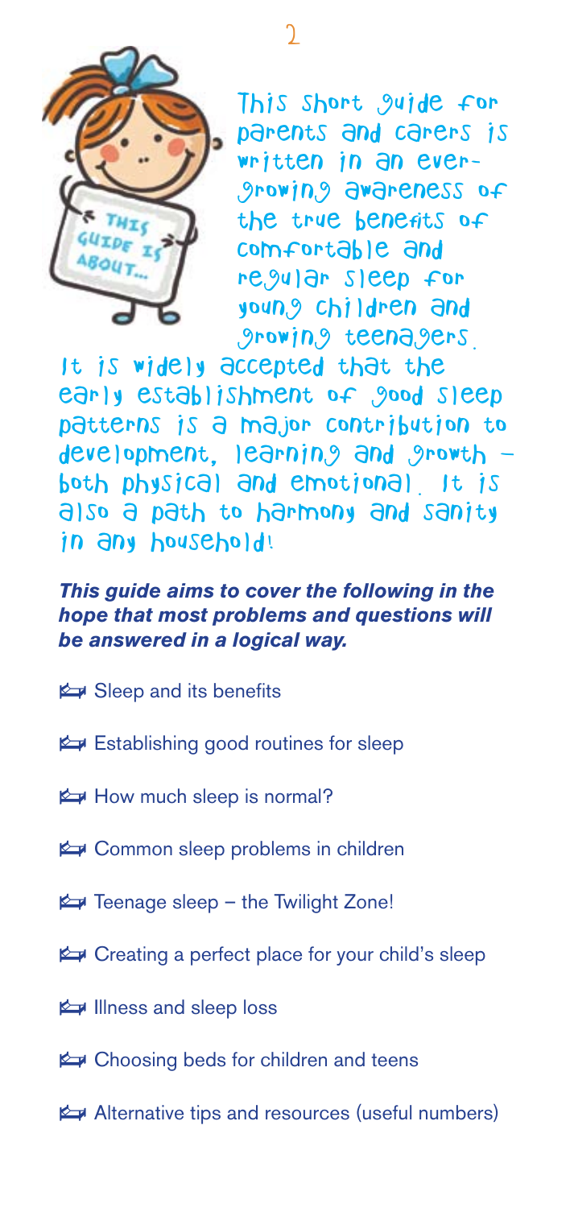This short guide for parents and carers is written in an ever-growing awareness of the true benefits of comfortable and regular sleep for young children and growing teenagers.

It is widely accepted that the early establishment of good sleep patterns is a major contribution to development, learning and growth – both physical and emotional. It is also a path to harmony and sanity in any household!

***This guide aims to cover the following in the hope that most problems and questions will be answered in a logical way.***

- Sleep and its benefits
- Establishing good routines for sleep
- How much sleep is normal?
- Common sleep problems in children
- Teenage sleep – the Twilight Zone!
- Creating a perfect place for your child's sleep
- Illness and sleep loss
- Choosing beds for children and teens
- Alternative tips and resources (useful numbers)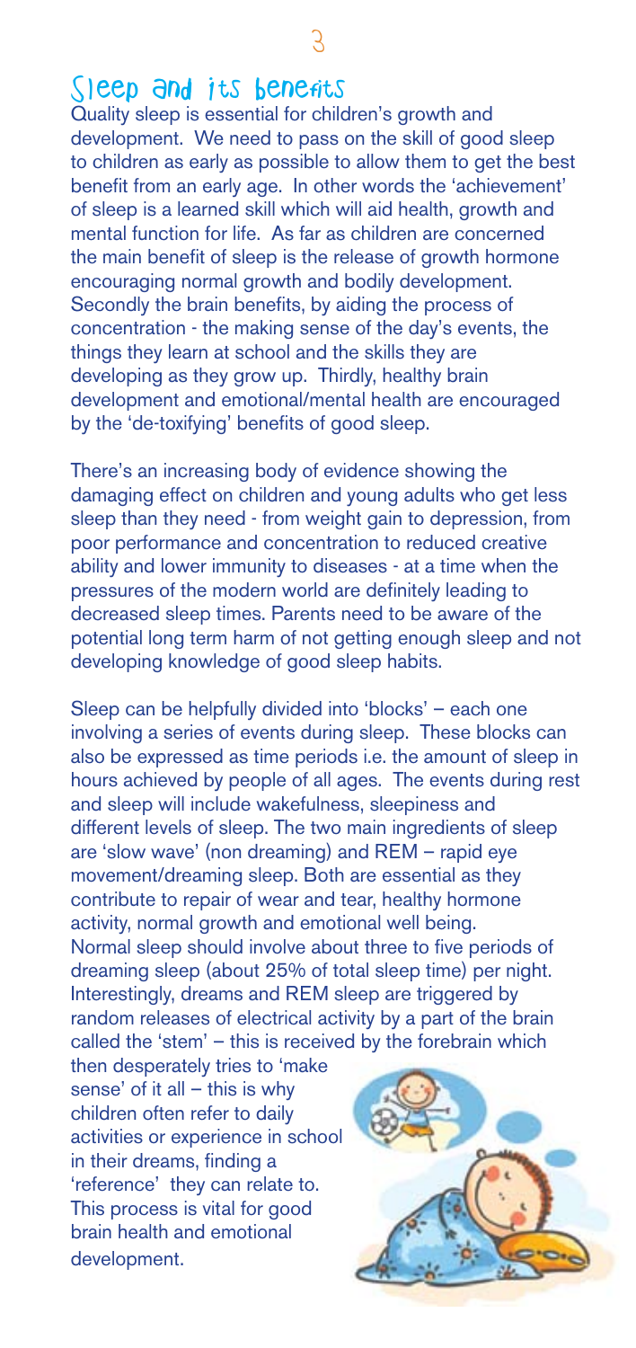## Sleep and its benefits

Quality sleep is essential for children's growth and development. We need to pass on the skill of good sleep to children as early as possible to allow them to get the best benefit from an early age. In other words the 'achievement' of sleep is a learned skill which will aid health, growth and mental function for life. As far as children are concerned the main benefit of sleep is the release of growth hormone encouraging normal growth and bodily development. Secondly the brain benefits, by aiding the process of concentration - the making sense of the day's events, the things they learn at school and the skills they are developing as they grow up. Thirdly, healthy brain development and emotional/mental health are encouraged by the 'de-toxifying' benefits of good sleep.

There's an increasing body of evidence showing the damaging effect on children and young adults who get less sleep than they need - from weight gain to depression, from poor performance and concentration to reduced creative ability and lower immunity to diseases - at a time when the pressures of the modern world are definitely leading to decreased sleep times. Parents need to be aware of the potential long term harm of not getting enough sleep and not developing knowledge of good sleep habits.

Sleep can be helpfully divided into 'blocks' – each one involving a series of events during sleep. These blocks can also be expressed as time periods i.e. the amount of sleep in hours achieved by people of all ages. The events during rest and sleep will include wakefulness, sleepiness and different levels of sleep. The two main ingredients of sleep are 'slow wave' (non dreaming) and REM – rapid eye movement/dreaming sleep. Both are essential as they contribute to repair of wear and tear, healthy hormone activity, normal growth and emotional well being. Normal sleep should involve about three to five periods of dreaming sleep (about 25% of total sleep time) per night. Interestingly, dreams and REM sleep are triggered by random releases of electrical activity by a part of the brain called the 'stem' – this is received by the forebrain which then desperately tries to 'make sense' of it all – this is why children often refer to daily activities or experience in school in their dreams, finding a 'reference' they can relate to. This process is vital for good brain health and emotional development.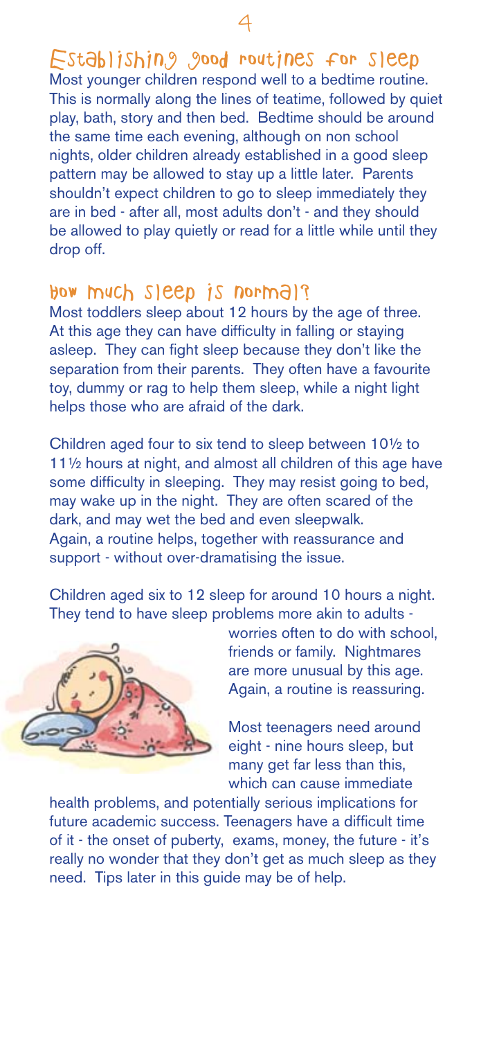## Establishing good routines for sleep

Most younger children respond well to a bedtime routine. This is normally along the lines of teatime, followed by quiet play, bath, story and then bed. Bedtime should be around the same time each evening, although on non school nights, older children already established in a good sleep pattern may be allowed to stay up a little later. Parents shouldn't expect children to go to sleep immediately they are in bed - after all, most adults don't - and they should be allowed to play quietly or read for a little while until they drop off.

## How much sleep is normal?

Most toddlers sleep about 12 hours by the age of three. At this age they can have difficulty in falling or staying asleep. They can fight sleep because they don't like the separation from their parents. They often have a favourite toy, dummy or rag to help them sleep, while a night light helps those who are afraid of the dark.

Children aged four to six tend to sleep between 10½ to 11½ hours at night, and almost all children of this age have some difficulty in sleeping. They may resist going to bed, may wake up in the night. They are often scared of the dark, and may wet the bed and even sleepwalk. Again, a routine helps, together with reassurance and support - without over-dramatising the issue.

Children aged six to 12 sleep for around 10 hours a night. They tend to have sleep problems more akin to adults - worries often to do with school, friends or family. Nightmares are more unusual by this age. Again, a routine is reassuring.

Most teenagers need around eight - nine hours sleep, but many get far less than this, which can cause immediate health problems, and potentially serious implications for future academic success. Teenagers have a difficult time of it - the onset of puberty, exams, money, the future - it's really no wonder that they don't get as much sleep as they need. Tips later in this guide may be of help.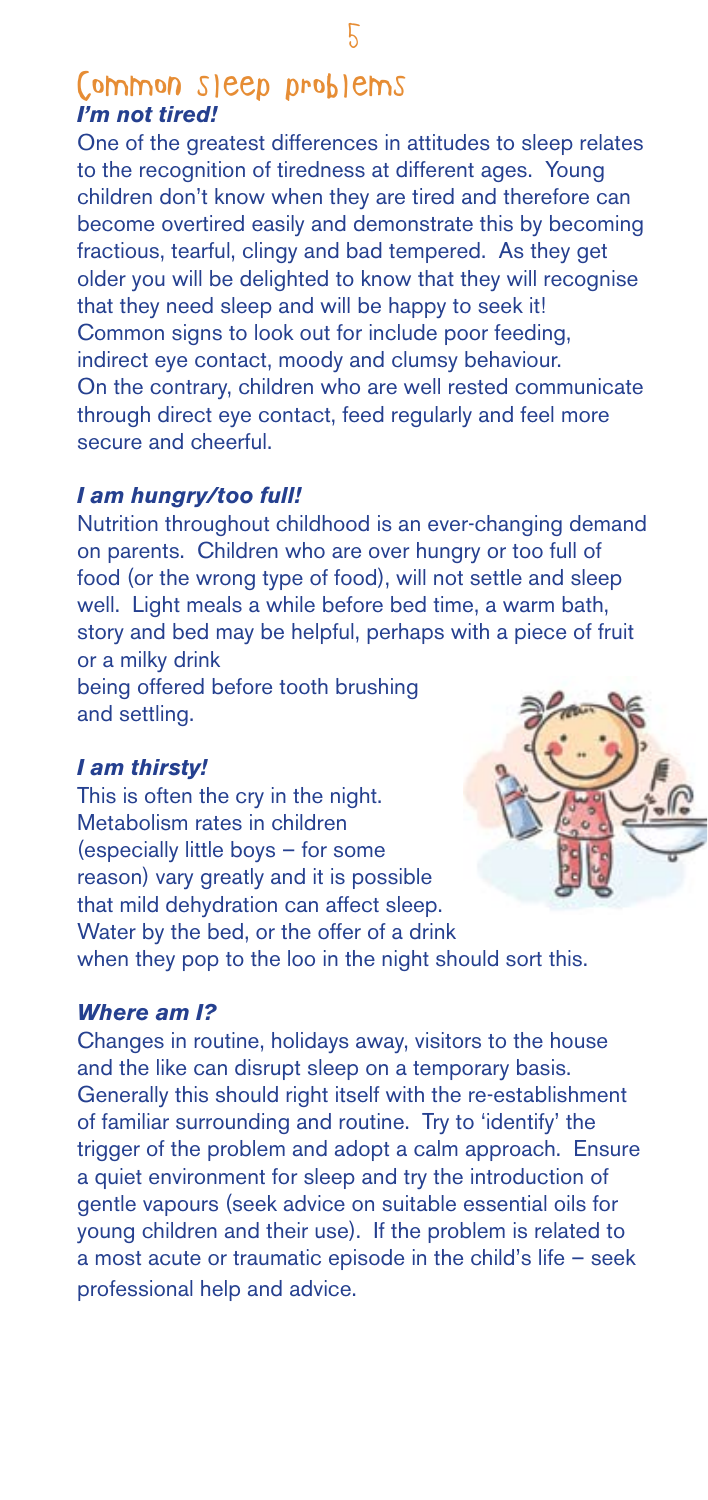# Common sleep problems

### *I'm not tired!*

One of the greatest differences in attitudes to sleep relates to the recognition of tiredness at different ages. Young children don't know when they are tired and therefore can become overtired easily and demonstrate this by becoming fractious, tearful, clingy and bad tempered. As they get older you will be delighted to know that they will recognise that they need sleep and will be happy to seek it! Common signs to look out for include poor feeding, indirect eye contact, moody and clumsy behaviour. On the contrary, children who are well rested communicate through direct eye contact, feed regularly and feel more secure and cheerful.

### *I am hungry/too full!*

Nutrition throughout childhood is an ever-changing demand on parents. Children who are over hungry or too full of food (or the wrong type of food), will not settle and sleep well. Light meals a while before bed time, a warm bath, story and bed may be helpful, perhaps with a piece of fruit or a milky drink being offered before tooth brushing and settling.

### *I am thirsty!*

This is often the cry in the night. Metabolism rates in children (especially little boys – for some reason) vary greatly and it is possible that mild dehydration can affect sleep. Water by the bed, or the offer of a drink when they pop to the loo in the night should sort this.

### *Where am I?*

Changes in routine, holidays away, visitors to the house and the like can disrupt sleep on a temporary basis. Generally this should right itself with the re-establishment of familiar surrounding and routine. Try to 'identify' the trigger of the problem and adopt a calm approach. Ensure a quiet environment for sleep and try the introduction of gentle vapours (seek advice on suitable essential oils for young children and their use). If the problem is related to a most acute or traumatic episode in the child's life – seek professional help and advice.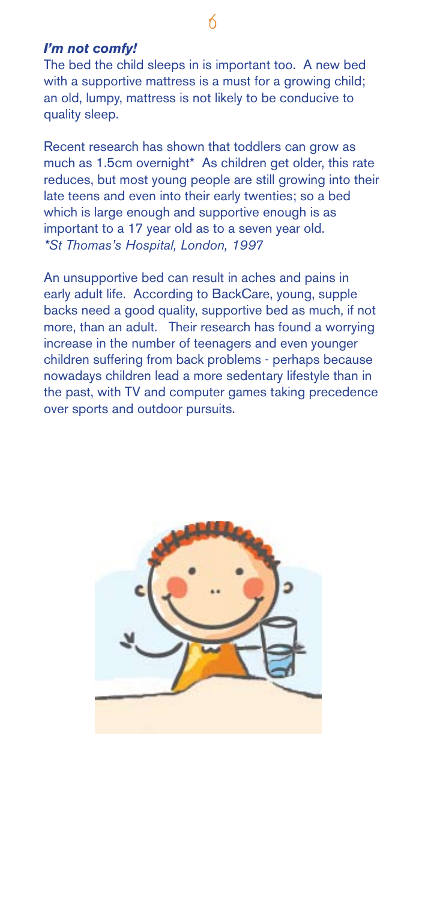### *I'm not comfy!*

The bed the child sleeps in is important too. A new bed with a supportive mattress is a must for a growing child; an old, lumpy, mattress is not likely to be conducive to quality sleep.

Recent research has shown that toddlers can grow as much as 1.5cm overnight* As children get older, this rate reduces, but most young people are still growing into their late teens and even into their early twenties; so a bed which is large enough and supportive enough is as important to a 17 year old as to a seven year old.
*\*St Thomas's Hospital, London, 1997*

An unsupportive bed can result in aches and pains in early adult life. According to BackCare, young, supple backs need a good quality, supportive bed as much, if not more, than an adult. Their research has found a worrying increase in the number of teenagers and even younger children suffering from back problems - perhaps because nowadays children lead a more sedentary lifestyle than in the past, with TV and computer games taking precedence over sports and outdoor pursuits.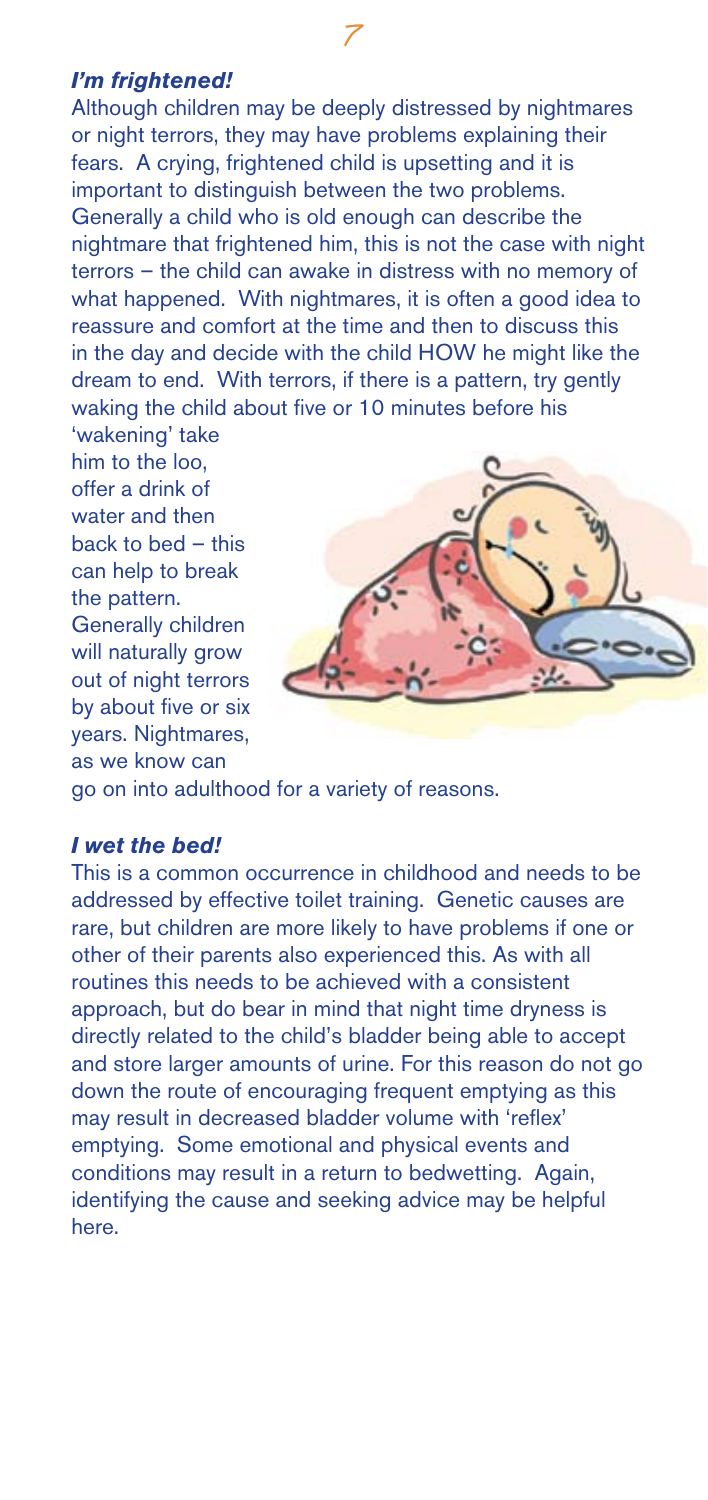### *I'm frightened!*

Although children may be deeply distressed by nightmares or night terrors, they may have problems explaining their fears. A crying, frightened child is upsetting and it is important to distinguish between the two problems. Generally a child who is old enough can describe the nightmare that frightened him, this is not the case with night terrors – the child can awake in distress with no memory of what happened. With nightmares, it is often a good idea to reassure and comfort at the time and then to discuss this in the day and decide with the child HOW he might like the dream to end. With terrors, if there is a pattern, try gently waking the child about five or 10 minutes before his 'wakening' take him to the loo, offer a drink of water and then back to bed – this can help to break the pattern. Generally children will naturally grow out of night terrors by about five or six years. Nightmares, as we know can go on into adulthood for a variety of reasons.

### *I wet the bed!*

This is a common occurrence in childhood and needs to be addressed by effective toilet training. Genetic causes are rare, but children are more likely to have problems if one or other of their parents also experienced this. As with all routines this needs to be achieved with a consistent approach, but do bear in mind that night time dryness is directly related to the child's bladder being able to accept and store larger amounts of urine. For this reason do not go down the route of encouraging frequent emptying as this may result in decreased bladder volume with 'reflex' emptying. Some emotional and physical events and conditions may result in a return to bedwetting. Again, identifying the cause and seeking advice may be helpful here.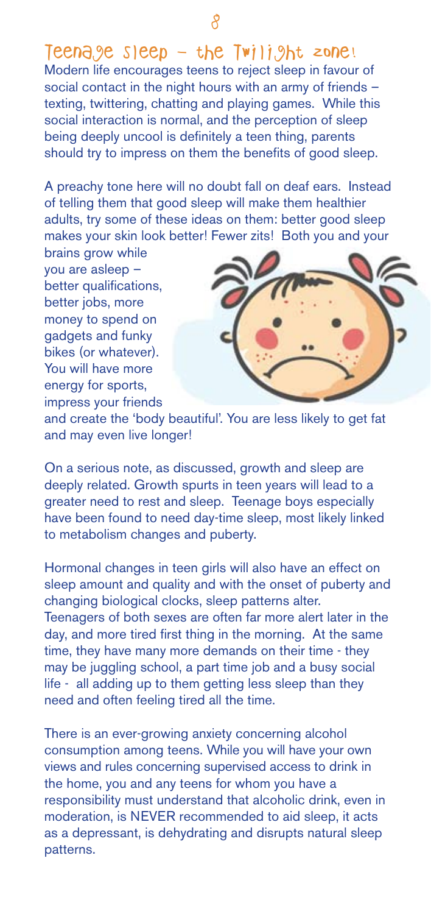# Teenage sleep – the Twilight zone!

Modern life encourages teens to reject sleep in favour of social contact in the night hours with an army of friends – texting, twittering, chatting and playing games. While this social interaction is normal, and the perception of sleep being deeply uncool is definitely a teen thing, parents should try to impress on them the benefits of good sleep.

A preachy tone here will no doubt fall on deaf ears. Instead of telling them that good sleep will make them healthier adults, try some of these ideas on them: better good sleep makes your skin look better! Fewer zits! Both you and your brains grow while you are asleep – better qualifications, better jobs, more money to spend on gadgets and funky bikes (or whatever). You will have more energy for sports, impress your friends and create the 'body beautiful'. You are less likely to get fat and may even live longer!

On a serious note, as discussed, growth and sleep are deeply related. Growth spurts in teen years will lead to a greater need to rest and sleep. Teenage boys especially have been found to need day-time sleep, most likely linked to metabolism changes and puberty.

Hormonal changes in teen girls will also have an effect on sleep amount and quality and with the onset of puberty and changing biological clocks, sleep patterns alter. Teenagers of both sexes are often far more alert later in the day, and more tired first thing in the morning. At the same time, they have many more demands on their time - they may be juggling school, a part time job and a busy social life - all adding up to them getting less sleep than they need and often feeling tired all the time.

There is an ever-growing anxiety concerning alcohol consumption among teens. While you will have your own views and rules concerning supervised access to drink in the home, you and any teens for whom you have a responsibility must understand that alcoholic drink, even in moderation, is NEVER recommended to aid sleep, it acts as a depressant, is dehydrating and disrupts natural sleep patterns.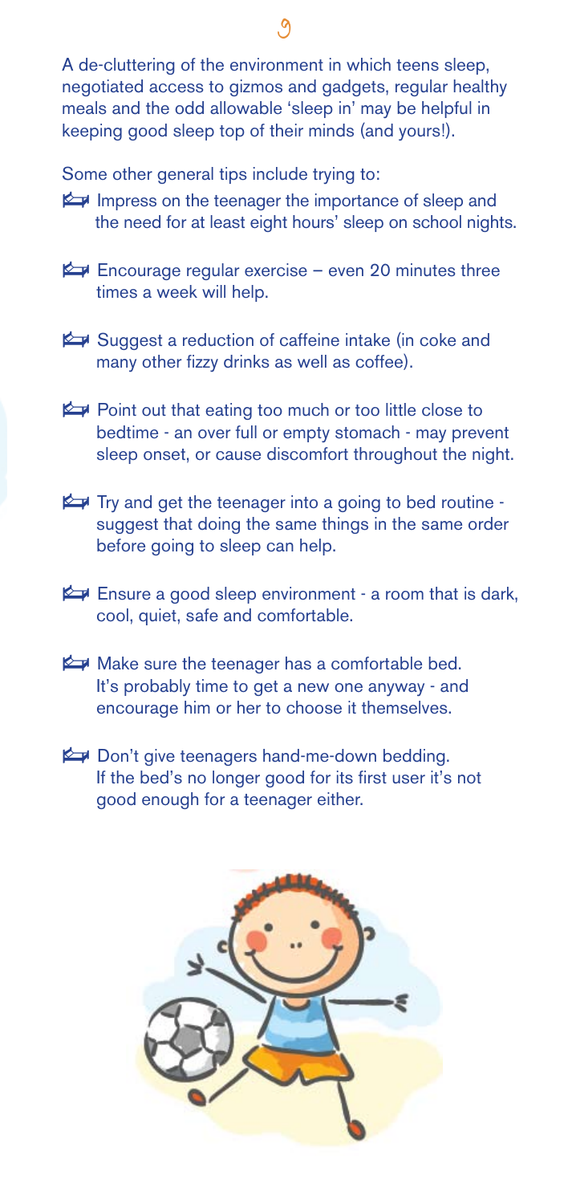A de-cluttering of the environment in which teens sleep, negotiated access to gizmos and gadgets, regular healthy meals and the odd allowable 'sleep in' may be helpful in keeping good sleep top of their minds (and yours!).

Some other general tips include trying to:

- Impress on the teenager the importance of sleep and the need for at least eight hours' sleep on school nights.
- Encourage regular exercise – even 20 minutes three times a week will help.
- Suggest a reduction of caffeine intake (in coke and many other fizzy drinks as well as coffee).
- Point out that eating too much or too little close to bedtime - an over full or empty stomach - may prevent sleep onset, or cause discomfort throughout the night.
- Try and get the teenager into a going to bed routine - suggest that doing the same things in the same order before going to sleep can help.
- Ensure a good sleep environment - a room that is dark, cool, quiet, safe and comfortable.
- Make sure the teenager has a comfortable bed. It's probably time to get a new one anyway - and encourage him or her to choose it themselves.
- Don't give teenagers hand-me-down bedding. If the bed's no longer good for its first user it's not good enough for a teenager either.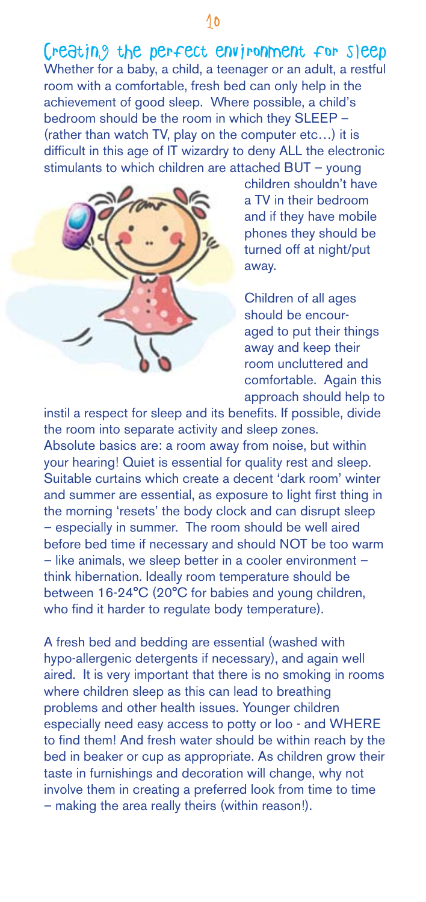# Creating the perfect environment for sleep

Whether for a baby, a child, a teenager or an adult, a restful room with a comfortable, fresh bed can only help in the achievement of good sleep. Where possible, a child's bedroom should be the room in which they SLEEP – (rather than watch TV, play on the computer etc…) it is difficult in this age of IT wizardry to deny ALL the electronic stimulants to which children are attached BUT – young children shouldn't have a TV in their bedroom and if they have mobile phones they should be turned off at night/put away.

Children of all ages should be encouraged to put their things away and keep their room uncluttered and comfortable. Again this approach should help to instil a respect for sleep and its benefits. If possible, divide the room into separate activity and sleep zones.

Absolute basics are: a room away from noise, but within your hearing! Quiet is essential for quality rest and sleep. Suitable curtains which create a decent 'dark room' winter and summer are essential, as exposure to light first thing in the morning 'resets' the body clock and can disrupt sleep – especially in summer. The room should be well aired before bed time if necessary and should NOT be too warm – like animals, we sleep better in a cooler environment – think hibernation. Ideally room temperature should be between 16-24°C (20°C for babies and young children, who find it harder to regulate body temperature).

A fresh bed and bedding are essential (washed with hypo-allergenic detergents if necessary), and again well aired. It is very important that there is no smoking in rooms where children sleep as this can lead to breathing problems and other health issues. Younger children especially need easy access to potty or loo - and WHERE to find them! And fresh water should be within reach by the bed in beaker or cup as appropriate. As children grow their taste in furnishings and decoration will change, why not involve them in creating a preferred look from time to time – making the area really theirs (within reason!).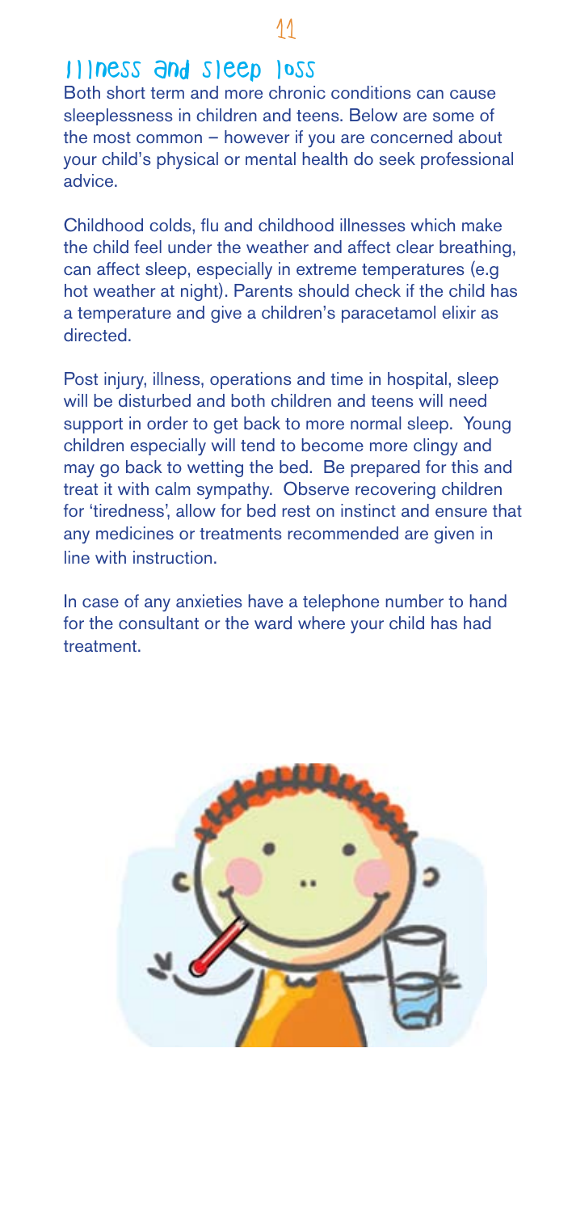## Illness and sleep loss

Both short term and more chronic conditions can cause sleeplessness in children and teens. Below are some of the most common – however if you are concerned about your child's physical or mental health do seek professional advice.

Childhood colds, flu and childhood illnesses which make the child feel under the weather and affect clear breathing, can affect sleep, especially in extreme temperatures (e.g hot weather at night). Parents should check if the child has a temperature and give a children's paracetamol elixir as directed.

Post injury, illness, operations and time in hospital, sleep will be disturbed and both children and teens will need support in order to get back to more normal sleep. Young children especially will tend to become more clingy and may go back to wetting the bed. Be prepared for this and treat it with calm sympathy. Observe recovering children for 'tiredness', allow for bed rest on instinct and ensure that any medicines or treatments recommended are given in line with instruction.

In case of any anxieties have a telephone number to hand for the consultant or the ward where your child has had treatment.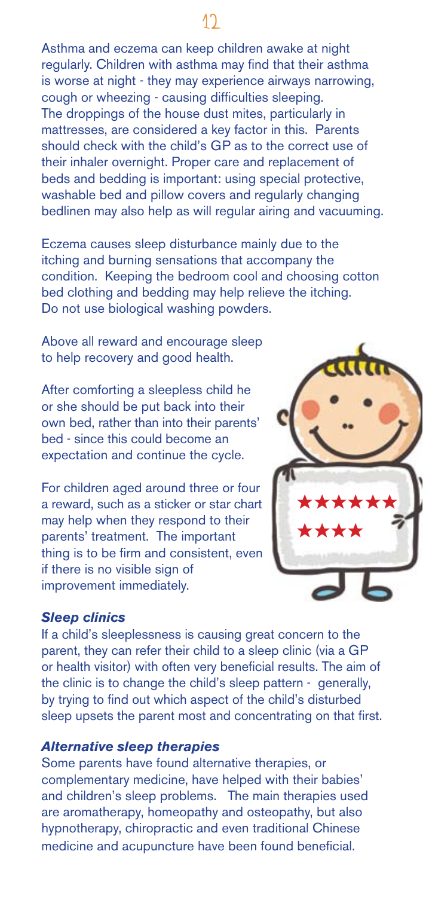Asthma and eczema can keep children awake at night regularly. Children with asthma may find that their asthma is worse at night - they may experience airways narrowing, cough or wheezing - causing difficulties sleeping. The droppings of the house dust mites, particularly in mattresses, are considered a key factor in this. Parents should check with the child's GP as to the correct use of their inhaler overnight. Proper care and replacement of beds and bedding is important: using special protective, washable bed and pillow covers and regularly changing bedlinen may also help as will regular airing and vacuuming.

Eczema causes sleep disturbance mainly due to the itching and burning sensations that accompany the condition. Keeping the bedroom cool and choosing cotton bed clothing and bedding may help relieve the itching. Do not use biological washing powders.

Above all reward and encourage sleep to help recovery and good health.

After comforting a sleepless child he or she should be put back into their own bed, rather than into their parents' bed - since this could become an expectation and continue the cycle.

For children aged around three or four a reward, such as a sticker or star chart may help when they respond to their parents' treatment. The important thing is to be firm and consistent, even if there is no visible sign of improvement immediately.

### *Sleep clinics*

If a child's sleeplessness is causing great concern to the parent, they can refer their child to a sleep clinic (via a GP or health visitor) with often very beneficial results. The aim of the clinic is to change the child's sleep pattern - generally, by trying to find out which aspect of the child's disturbed sleep upsets the parent most and concentrating on that first.

### *Alternative sleep therapies*

Some parents have found alternative therapies, or complementary medicine, have helped with their babies' and children's sleep problems. The main therapies used are aromatherapy, homeopathy and osteopathy, but also hypnotherapy, chiropractic and even traditional Chinese medicine and acupuncture have been found beneficial.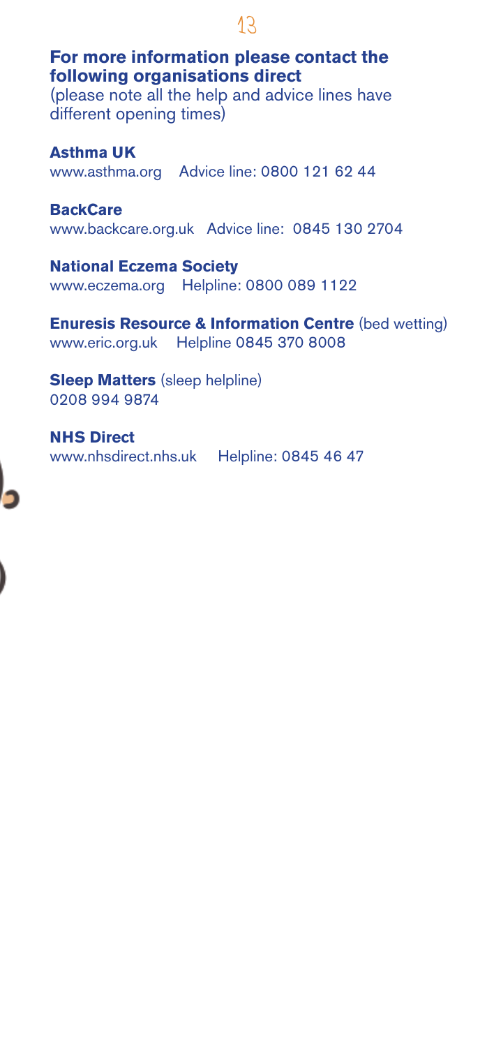## For more information please contact the following organisations direct

(please note all the help and advice lines have different opening times)

**Asthma UK**
www.asthma.org Advice line: 0800 121 62 44

**BackCare**
www.backcare.org.uk Advice line: 0845 130 2704

**National Eczema Society**
www.eczema.org Helpline: 0800 089 1122

**Enuresis Resource & Information Centre** (bed wetting)
www.eric.org.uk Helpline 0845 370 8008

**Sleep Matters** (sleep helpline)
0208 994 9874

**NHS Direct**
www.nhsdirect.nhs.uk Helpline: 0845 46 47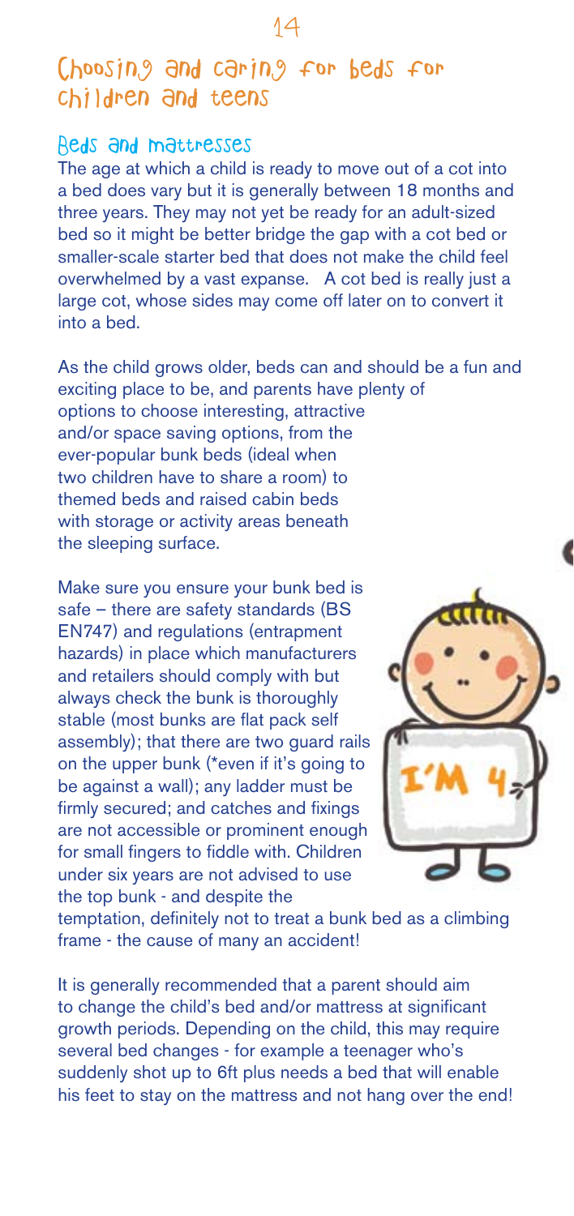# Choosing and caring for beds for children and teens

## Beds and mattresses

The age at which a child is ready to move out of a cot into a bed does vary but it is generally between 18 months and three years. They may not yet be ready for an adult-sized bed so it might be better bridge the gap with a cot bed or smaller-scale starter bed that does not make the child feel overwhelmed by a vast expanse. A cot bed is really just a large cot, whose sides may come off later on to convert it into a bed.

As the child grows older, beds can and should be a fun and exciting place to be, and parents have plenty of options to choose interesting, attractive and/or space saving options, from the ever-popular bunk beds (ideal when two children have to share a room) to themed beds and raised cabin beds with storage or activity areas beneath the sleeping surface.

Make sure you ensure your bunk bed is safe – there are safety standards (BS EN747) and regulations (entrapment hazards) in place which manufacturers and retailers should comply with but always check the bunk is thoroughly stable (most bunks are flat pack self assembly); that there are two guard rails on the upper bunk (*even if it's going to be against a wall); any ladder must be firmly secured; and catches and fixings are not accessible or prominent enough for small fingers to fiddle with. Children under six years are not advised to use the top bunk - and despite the temptation, definitely not to treat a bunk bed as a climbing frame - the cause of many an accident!

It is generally recommended that a parent should aim to change the child's bed and/or mattress at significant growth periods. Depending on the child, this may require several bed changes - for example a teenager who's suddenly shot up to 6ft plus needs a bed that will enable his feet to stay on the mattress and not hang over the end!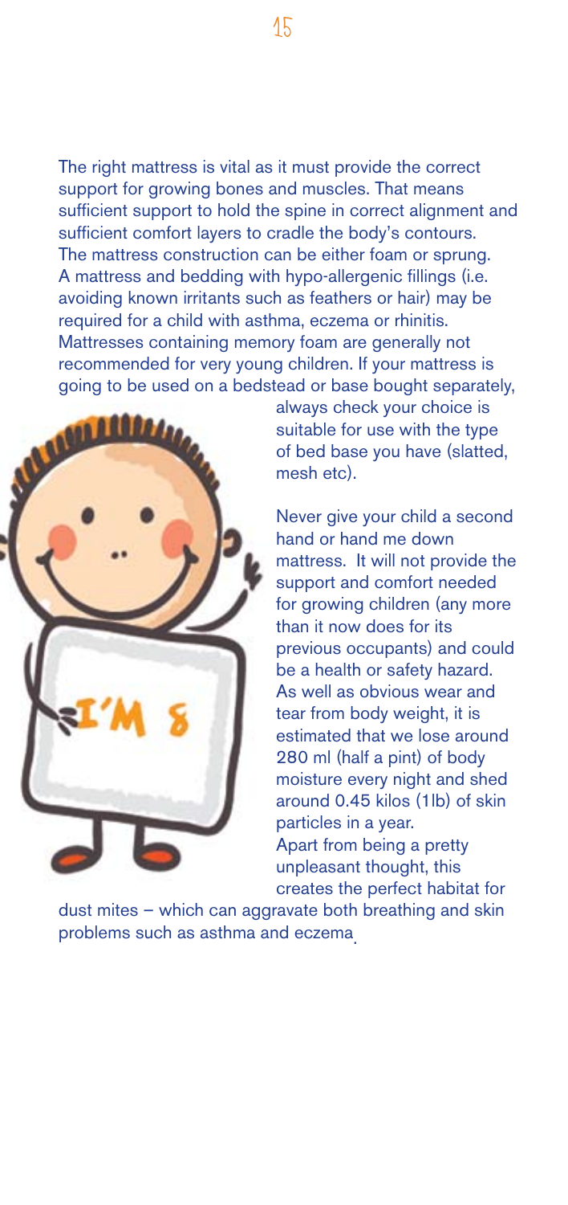The right mattress is vital as it must provide the correct support for growing bones and muscles. That means sufficient support to hold the spine in correct alignment and sufficient comfort layers to cradle the body's contours. The mattress construction can be either foam or sprung. A mattress and bedding with hypo-allergenic fillings (i.e. avoiding known irritants such as feathers or hair) may be required for a child with asthma, eczema or rhinitis. Mattresses containing memory foam are generally not recommended for very young children. If your mattress is going to be used on a bedstead or base bought separately, always check your choice is suitable for use with the type of bed base you have (slatted, mesh etc).

Never give your child a second hand or hand me down mattress. It will not provide the support and comfort needed for growing children (any more than it now does for its previous occupants) and could be a health or safety hazard. As well as obvious wear and tear from body weight, it is estimated that we lose around 280 ml (half a pint) of body moisture every night and shed around 0.45 kilos (1lb) of skin particles in a year. Apart from being a pretty unpleasant thought, this creates the perfect habitat for dust mites – which can aggravate both breathing and skin problems such as asthma and eczema.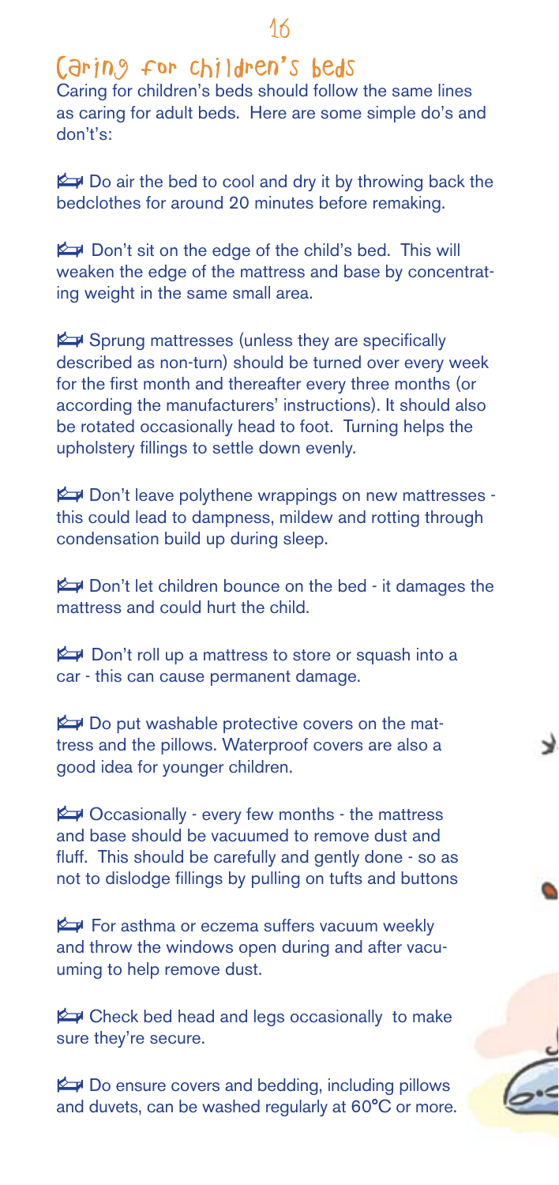## Caring for children's beds

Caring for children's beds should follow the same lines as caring for adult beds. Here are some simple do's and don't's:

- Do air the bed to cool and dry it by throwing back the bedclothes for around 20 minutes before remaking.
- Don't sit on the edge of the child's bed. This will weaken the edge of the mattress and base by concentrating weight in the same small area.
- Sprung mattresses (unless they are specifically described as non-turn) should be turned over every week for the first month and thereafter every three months (or according the manufacturers' instructions). It should also be rotated occasionally head to foot. Turning helps the upholstery fillings to settle down evenly.
- Don't leave polythene wrappings on new mattresses - this could lead to dampness, mildew and rotting through condensation build up during sleep.
- Don't let children bounce on the bed - it damages the mattress and could hurt the child.
- Don't roll up a mattress to store or squash into a car - this can cause permanent damage.
- Do put washable protective covers on the mattress and the pillows. Waterproof covers are also a good idea for younger children.
- Occasionally - every few months - the mattress and base should be vacuumed to remove dust and fluff. This should be carefully and gently done - so as not to dislodge fillings by pulling on tufts and buttons
- For asthma or eczema suffers vacuum weekly and throw the windows open during and after vacuuming to help remove dust.
- Check bed head and legs occasionally to make sure they're secure.
- Do ensure covers and bedding, including pillows and duvets, can be washed regularly at 60°C or more.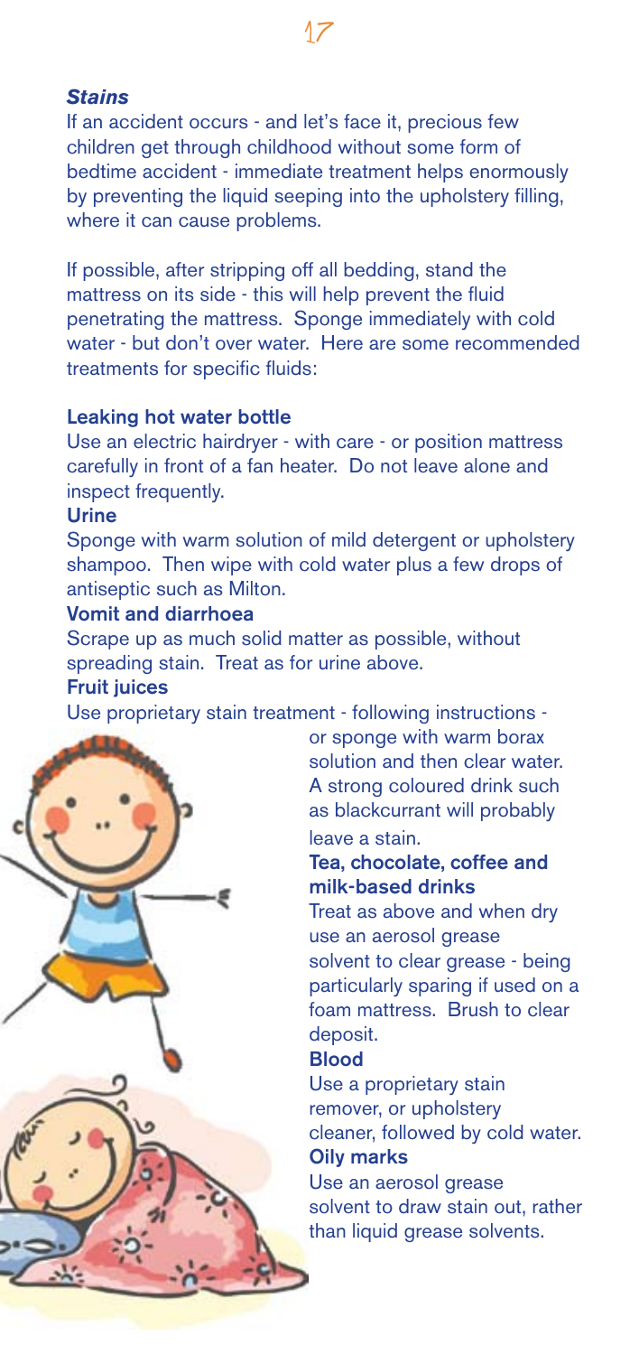### *Stains*

If an accident occurs - and let's face it, precious few children get through childhood without some form of bedtime accident - immediate treatment helps enormously by preventing the liquid seeping into the upholstery filling, where it can cause problems.

If possible, after stripping off all bedding, stand the mattress on its side - this will help prevent the fluid penetrating the mattress. Sponge immediately with cold water - but don't over water. Here are some recommended treatments for specific fluids:

**Leaking hot water bottle**

Use an electric hairdryer - with care - or position mattress carefully in front of a fan heater. Do not leave alone and inspect frequently.

**Urine**

Sponge with warm solution of mild detergent or upholstery shampoo. Then wipe with cold water plus a few drops of antiseptic such as Milton.

**Vomit and diarrhoea**

Scrape up as much solid matter as possible, without spreading stain. Treat as for urine above.

**Fruit juices**

Use proprietary stain treatment - following instructions - or sponge with warm borax solution and then clear water. A strong coloured drink such as blackcurrant will probably leave a stain.

**Tea, chocolate, coffee and milk-based drinks**

Treat as above and when dry use an aerosol grease solvent to clear grease - being particularly sparing if used on a foam mattress. Brush to clear deposit.

**Blood**

Use a proprietary stain remover, or upholstery cleaner, followed by cold water.

**Oily marks**

Use an aerosol grease solvent to draw stain out, rather than liquid grease solvents.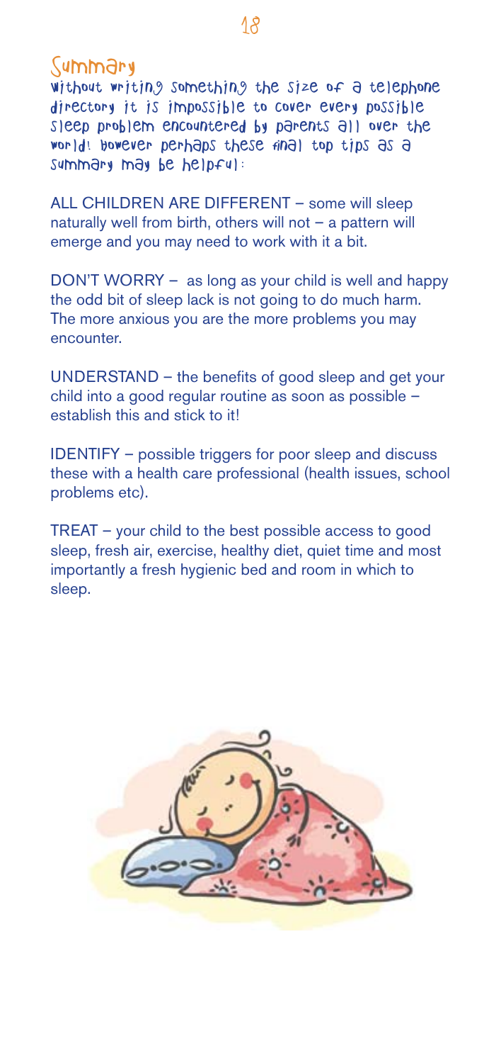## Summary

Without writing something the size of a telephone directory it is impossible to cover every possible sleep problem encountered by parents all over the world! However perhaps these final top tips as a summary may be helpful:

ALL CHILDREN ARE DIFFERENT – some will sleep naturally well from birth, others will not – a pattern will emerge and you may need to work with it a bit.

DON'T WORRY – as long as your child is well and happy the odd bit of sleep lack is not going to do much harm. The more anxious you are the more problems you may encounter.

UNDERSTAND – the benefits of good sleep and get your child into a good regular routine as soon as possible – establish this and stick to it!

IDENTIFY – possible triggers for poor sleep and discuss these with a health care professional (health issues, school problems etc).

TREAT – your child to the best possible access to good sleep, fresh air, exercise, healthy diet, quiet time and most importantly a fresh hygienic bed and room in which to sleep.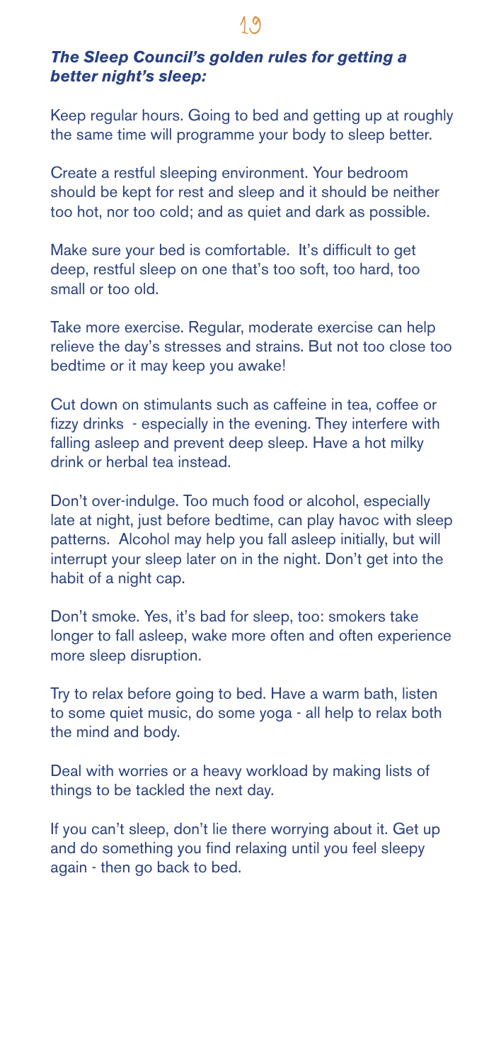***The Sleep Council's golden rules for getting a better night's sleep:***

Keep regular hours. Going to bed and getting up at roughly the same time will programme your body to sleep better.

Create a restful sleeping environment. Your bedroom should be kept for rest and sleep and it should be neither too hot, nor too cold; and as quiet and dark as possible.

Make sure your bed is comfortable. It's difficult to get deep, restful sleep on one that's too soft, too hard, too small or too old.

Take more exercise. Regular, moderate exercise can help relieve the day's stresses and strains. But not too close too bedtime or it may keep you awake!

Cut down on stimulants such as caffeine in tea, coffee or fizzy drinks - especially in the evening. They interfere with falling asleep and prevent deep sleep. Have a hot milky drink or herbal tea instead.

Don't over-indulge. Too much food or alcohol, especially late at night, just before bedtime, can play havoc with sleep patterns. Alcohol may help you fall asleep initially, but will interrupt your sleep later on in the night. Don't get into the habit of a night cap.

Don't smoke. Yes, it's bad for sleep, too: smokers take longer to fall asleep, wake more often and often experience more sleep disruption.

Try to relax before going to bed. Have a warm bath, listen to some quiet music, do some yoga - all help to relax both the mind and body.

Deal with worries or a heavy workload by making lists of things to be tackled the next day.

If you can't sleep, don't lie there worrying about it. Get up and do something you find relaxing until you feel sleepy again - then go back to bed.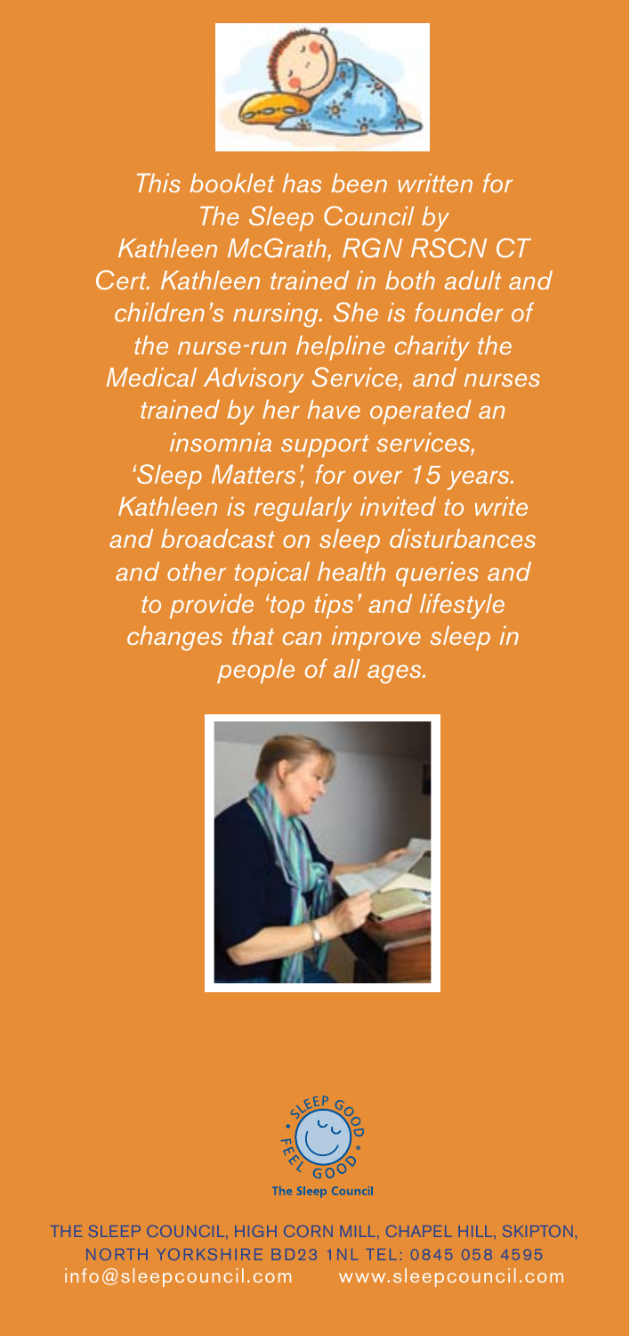*This booklet has been written for The Sleep Council by Kathleen McGrath, RGN RSCN CT Cert. Kathleen trained in both adult and children's nursing. She is founder of the nurse-run helpline charity the Medical Advisory Service, and nurses trained by her have operated an insomnia support services, 'Sleep Matters', for over 15 years. Kathleen is regularly invited to write and broadcast on sleep disturbances and other topical health queries and to provide 'top tips' and lifestyle changes that can improve sleep in people of all ages.*

SLEEP GOOD • FEEL GOOD •
The Sleep Council

THE SLEEP COUNCIL, HIGH CORN MILL, CHAPEL HILL, SKIPTON, NORTH YORKSHIRE BD23 1NL TEL: 0845 058 4595
info@sleepcouncil.com www.sleepcouncil.com